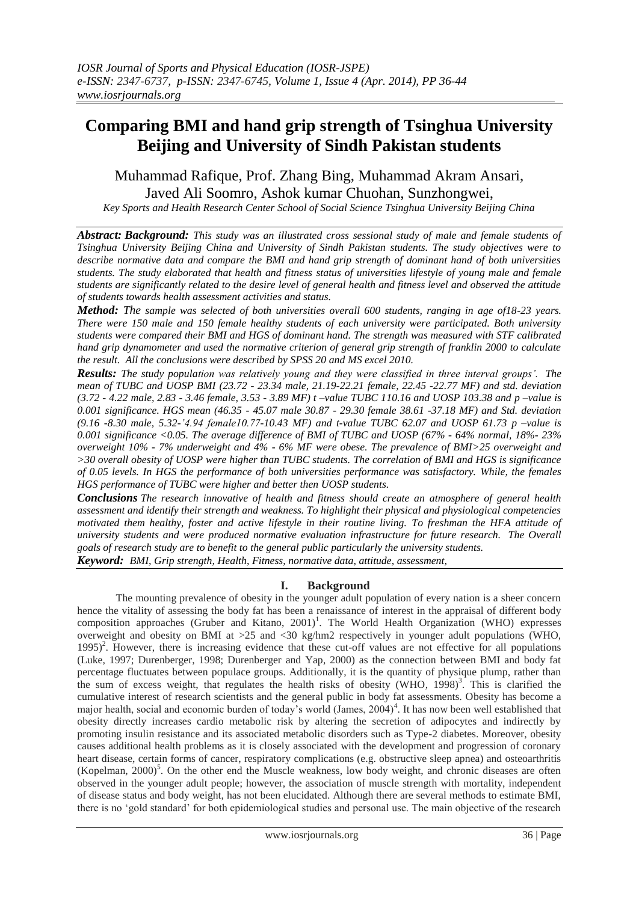# Comparing BMI and hand grip strength of Tsinghua University Beijing and University of Sindh Pakistan students

Muhammad Rafique, Prof. Zhang Bing, Muhammad Akram Ansari, Javed Ali Soomro, Ashok kumar Chuohan, Sunzhongwei,

*Key Sports and Health Research Center School of Social Science Tsinghua University Beijing China*

***Abstract: Background:*** *This study was an illustrated cross sessional study of male and female students of Tsinghua University Beijing China and University of Sindh Pakistan students. The study objectives were to describe normative data and compare the BMI and hand grip strength of dominant hand of both universities students. The study elaborated that health and fitness status of universities lifestyle of young male and female students are significantly related to the desire level of general health and fitness level and observed the attitude of students towards health assessment activities and status.*

***Method:*** *The sample was selected of both universities overall 600 students, ranging in age of18-23 years. There were 150 male and 150 female healthy students of each university were participated. Both university students were compared their BMI and HGS of dominant hand. The strength was measured with STF calibrated hand grip dynamometer and used the normative criterion of general grip strength of franklin 2000 to calculate the result. All the conclusions were described by SPSS 20 and MS excel 2010.*

***Results:*** *The study population was relatively young and they were classified in three interval groups'. The mean of TUBC and UOSP BMI (23.72 - 23.34 male, 21.19-22.21 female, 22.45 -22.77 MF) and std. deviation (3.72 - 4.22 male, 2.83 - 3.46 female, 3.53 - 3.89 MF) t –value TUBC 110.16 and UOSP 103.38 and p –value is 0.001 significance. HGS mean (46.35 - 45.07 male 30.87 - 29.30 female 38.61 -37.18 MF) and Std. deviation (9.16 -8.30 male, 5.32-'4.94 female10.77-10.43 MF) and t-value TUBC 62.07 and UOSP 61.73 p –value is 0.001 significance <0.05. The average difference of BMI of TUBC and UOSP (67% - 64% normal, 18%- 23% overweight 10% - 7% underweight and 4% - 6% MF were obese. The prevalence of BMI>25 overweight and >30 overall obesity of UOSP were higher than TUBC students. The correlation of BMI and HGS is significance of 0.05 levels. In HGS the performance of both universities performance was satisfactory. While, the females HGS performance of TUBC were higher and better then UOSP students.*

***Conclusions*** *The research innovative of health and fitness should create an atmosphere of general health assessment and identify their strength and weakness. To highlight their physical and physiological competencies motivated them healthy, foster and active lifestyle in their routine living. To freshman the HFA attitude of university students and were produced normative evaluation infrastructure for future research. The Overall goals of research study are to benefit to the general public particularly the university students.*

***Keyword:*** *BMI, Grip strength, Health, Fitness, normative data, attitude, assessment,*

## I. Background

The mounting prevalence of obesity in the younger adult population of every nation is a sheer concern hence the vitality of assessing the body fat has been a renaissance of interest in the appraisal of different body composition approaches (Gruber and Kitano, 2001)[1]. The World Health Organization (WHO) expresses overweight and obesity on BMI at >25 and <30 kg/hm2 respectively in younger adult populations (WHO, 1995)[2]. However, there is increasing evidence that these cut-off values are not effective for all populations (Luke, 1997; Durenberger, 1998; Durenberger and Yap, 2000) as the connection between BMI and body fat percentage fluctuates between populace groups. Additionally, it is the quantity of physique plump, rather than the sum of excess weight, that regulates the health risks of obesity (WHO, 1998)[3]. This is clarified the cumulative interest of research scientists and the general public in body fat assessments. Obesity has become a major health, social and economic burden of today's world (James, 2004)[4]. It has now been well established that obesity directly increases cardio metabolic risk by altering the secretion of adipocytes and indirectly by promoting insulin resistance and its associated metabolic disorders such as Type-2 diabetes. Moreover, obesity causes additional health problems as it is closely associated with the development and progression of coronary heart disease, certain forms of cancer, respiratory complications (e.g. obstructive sleep apnea) and osteoarthritis (Kopelman, 2000)[5]. On the other end the Muscle weakness, low body weight, and chronic diseases are often observed in the younger adult people; however, the association of muscle strength with mortality, independent of disease status and body weight, has not been elucidated. Although there are several methods to estimate BMI, there is no 'gold standard' for both epidemiological studies and personal use. The main objective of the research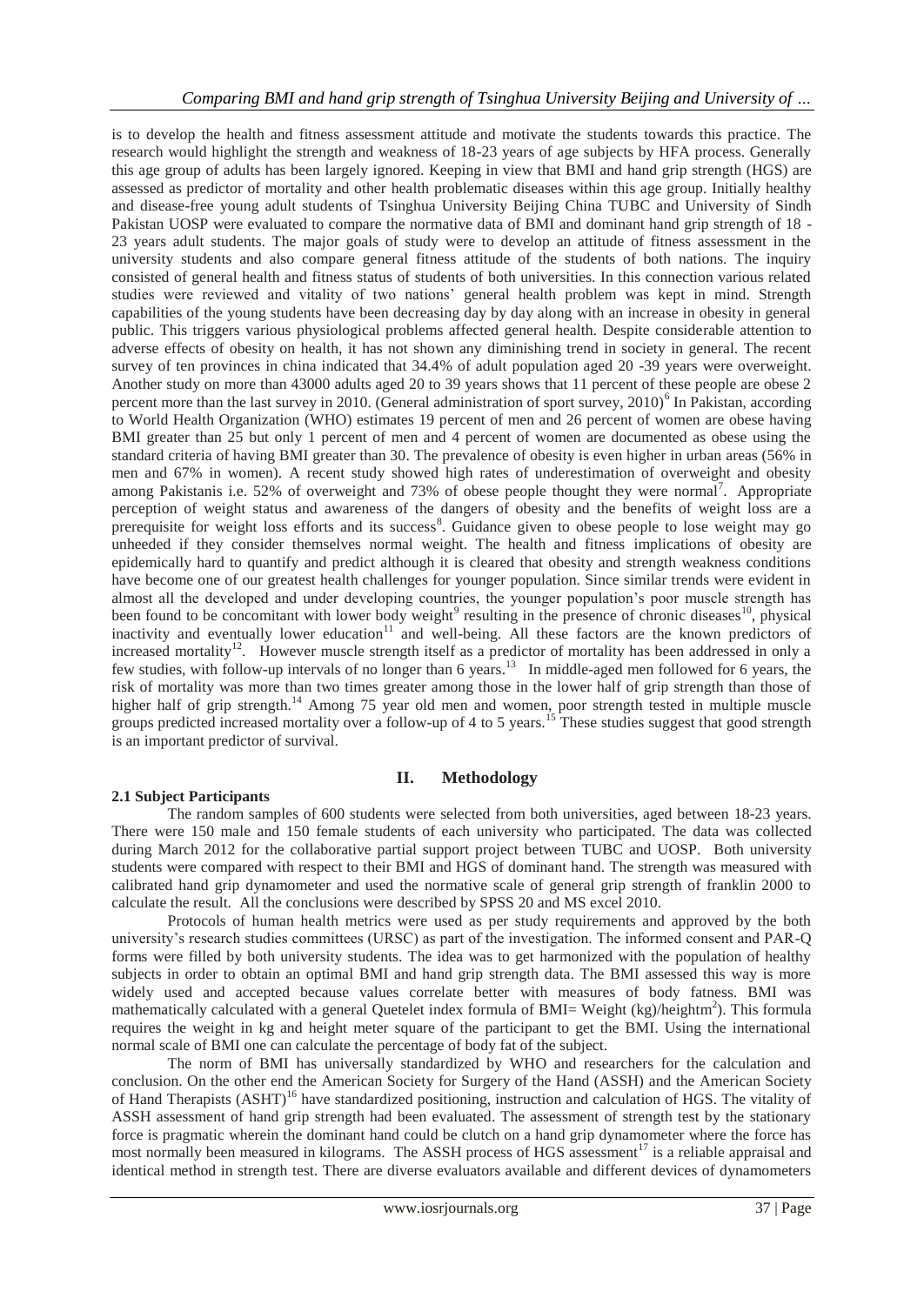is to develop the health and fitness assessment attitude and motivate the students towards this practice. The research would highlight the strength and weakness of 18-23 years of age subjects by HFA process. Generally this age group of adults has been largely ignored. Keeping in view that BMI and hand grip strength (HGS) are assessed as predictor of mortality and other health problematic diseases within this age group. Initially healthy and disease-free young adult students of Tsinghua University Beijing China TUBC and University of Sindh Pakistan UOSP were evaluated to compare the normative data of BMI and dominant hand grip strength of 18 - 23 years adult students. The major goals of study were to develop an attitude of fitness assessment in the university students and also compare general fitness attitude of the students of both nations. The inquiry consisted of general health and fitness status of students of both universities. In this connection various related studies were reviewed and vitality of two nations' general health problem was kept in mind. Strength capabilities of the young students have been decreasing day by day along with an increase in obesity in general public. This triggers various physiological problems affected general health. Despite considerable attention to adverse effects of obesity on health, it has not shown any diminishing trend in society in general. The recent survey of ten provinces in china indicated that 34.4% of adult population aged 20 -39 years were overweight. Another study on more than 43000 adults aged 20 to 39 years shows that 11 percent of these people are obese 2 percent more than the last survey in 2010. (General administration of sport survey, 2010)[6] In Pakistan, according to World Health Organization (WHO) estimates 19 percent of men and 26 percent of women are obese having BMI greater than 25 but only 1 percent of men and 4 percent of women are documented as obese using the standard criteria of having BMI greater than 30. The prevalence of obesity is even higher in urban areas (56% in men and 67% in women). A recent study showed high rates of underestimation of overweight and obesity among Pakistanis i.e. 52% of overweight and 73% of obese people thought they were normal[7]. Appropriate perception of weight status and awareness of the dangers of obesity and the benefits of weight loss are a prerequisite for weight loss efforts and its success[8]. Guidance given to obese people to lose weight may go unheeded if they consider themselves normal weight. The health and fitness implications of obesity are epidemically hard to quantify and predict although it is cleared that obesity and strength weakness conditions have become one of our greatest health challenges for younger population. Since similar trends were evident in almost all the developed and under developing countries, the younger population's poor muscle strength has been found to be concomitant with lower body weight[9] resulting in the presence of chronic diseases[10], physical inactivity and eventually lower education[11] and well-being. All these factors are the known predictors of increased mortality[12]. However muscle strength itself as a predictor of mortality has been addressed in only a few studies, with follow-up intervals of no longer than 6 years.[13] In middle-aged men followed for 6 years, the risk of mortality was more than two times greater among those in the lower half of grip strength than those of higher half of grip strength.[14] Among 75 year old men and women, poor strength tested in multiple muscle groups predicted increased mortality over a follow-up of 4 to 5 years.[15] These studies suggest that good strength is an important predictor of survival.

## II. Methodology

### 2.1 Subject Participants

The random samples of 600 students were selected from both universities, aged between 18-23 years. There were 150 male and 150 female students of each university who participated. The data was collected during March 2012 for the collaborative partial support project between TUBC and UOSP. Both university students were compared with respect to their BMI and HGS of dominant hand. The strength was measured with calibrated hand grip dynamometer and used the normative scale of general grip strength of franklin 2000 to calculate the result. All the conclusions were described by SPSS 20 and MS excel 2010.

Protocols of human health metrics were used as per study requirements and approved by the both university's research studies committees (URSC) as part of the investigation. The informed consent and PAR-Q forms were filled by both university students. The idea was to get harmonized with the population of healthy subjects in order to obtain an optimal BMI and hand grip strength data. The BMI assessed this way is more widely used and accepted because values correlate better with measures of body fatness. BMI was mathematically calculated with a general Quetelet index formula of BMI= Weight (kg)/heightm$^2$). This formula requires the weight in kg and height meter square of the participant to get the BMI. Using the international normal scale of BMI one can calculate the percentage of body fat of the subject.

The norm of BMI has universally standardized by WHO and researchers for the calculation and conclusion. On the other end the American Society for Surgery of the Hand (ASSH) and the American Society of Hand Therapists (ASHT)[16] have standardized positioning, instruction and calculation of HGS. The vitality of ASSH assessment of hand grip strength had been evaluated. The assessment of strength test by the stationary force is pragmatic wherein the dominant hand could be clutch on a hand grip dynamometer where the force has most normally been measured in kilograms. The ASSH process of HGS assessment[17] is a reliable appraisal and identical method in strength test. There are diverse evaluators available and different devices of dynamometers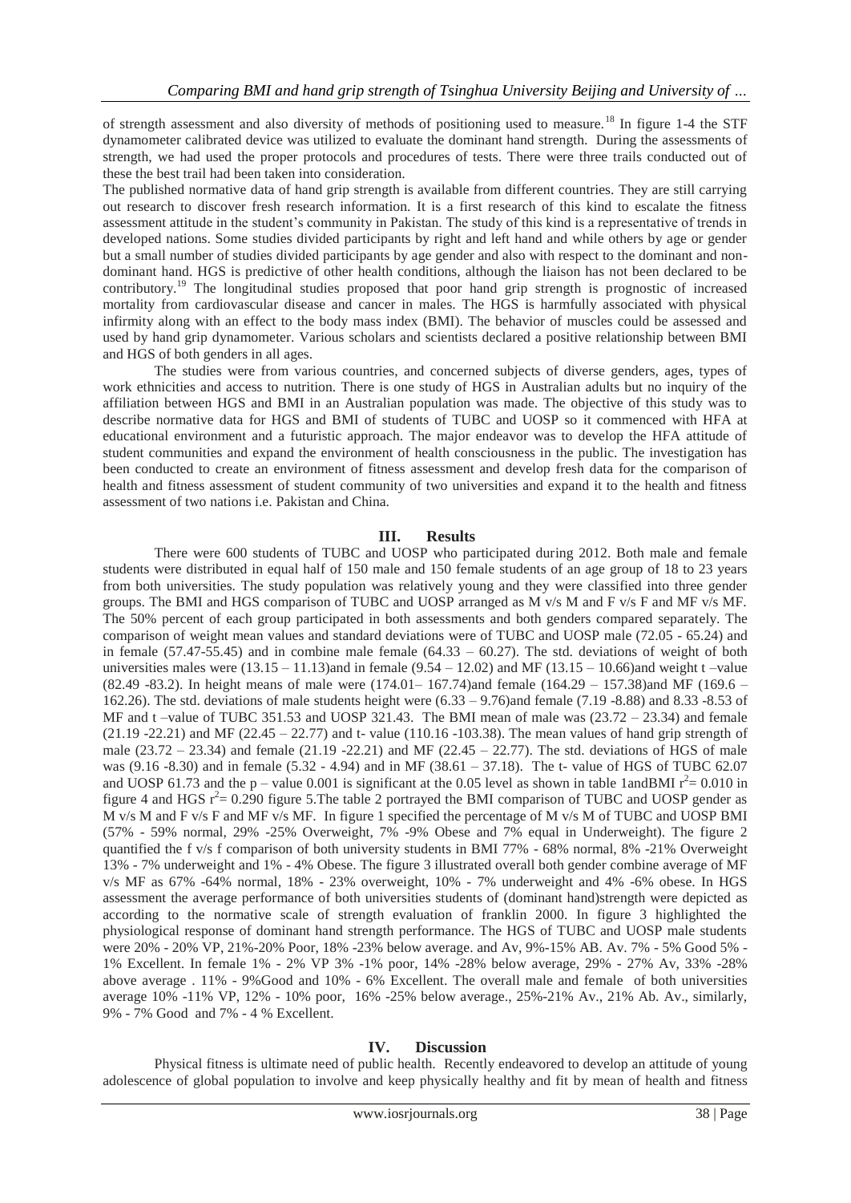of strength assessment and also diversity of methods of positioning used to measure.[18] In figure 1-4 the STF dynamometer calibrated device was utilized to evaluate the dominant hand strength. During the assessments of strength, we had used the proper protocols and procedures of tests. There were three trails conducted out of these the best trail had been taken into consideration.

The published normative data of hand grip strength is available from different countries. They are still carrying out research to discover fresh research information. It is a first research of this kind to escalate the fitness assessment attitude in the student's community in Pakistan. The study of this kind is a representative of trends in developed nations. Some studies divided participants by right and left hand and while others by age or gender but a small number of studies divided participants by age gender and also with respect to the dominant and non-dominant hand. HGS is predictive of other health conditions, although the liaison has not been declared to be contributory.[19] The longitudinal studies proposed that poor hand grip strength is prognostic of increased mortality from cardiovascular disease and cancer in males. The HGS is harmfully associated with physical infirmity along with an effect to the body mass index (BMI). The behavior of muscles could be assessed and used by hand grip dynamometer. Various scholars and scientists declared a positive relationship between BMI and HGS of both genders in all ages.

The studies were from various countries, and concerned subjects of diverse genders, ages, types of work ethnicities and access to nutrition. There is one study of HGS in Australian adults but no inquiry of the affiliation between HGS and BMI in an Australian population was made. The objective of this study was to describe normative data for HGS and BMI of students of TUBC and UOSP so it commenced with HFA at educational environment and a futuristic approach. The major endeavor was to develop the HFA attitude of student communities and expand the environment of health consciousness in the public. The investigation has been conducted to create an environment of fitness assessment and develop fresh data for the comparison of health and fitness assessment of student community of two universities and expand it to the health and fitness assessment of two nations i.e. Pakistan and China.

## III. Results

There were 600 students of TUBC and UOSP who participated during 2012. Both male and female students were distributed in equal half of 150 male and 150 female students of an age group of 18 to 23 years from both universities. The study population was relatively young and they were classified into three gender groups. The BMI and HGS comparison of TUBC and UOSP arranged as M v/s M and F v/s F and MF v/s MF. The 50% percent of each group participated in both assessments and both genders compared separately. The comparison of weight mean values and standard deviations were of TUBC and UOSP male (72.05 - 65.24) and in female (57.47-55.45) and in combine male female (64.33 – 60.27). The std. deviations of weight of both universities males were (13.15 – 11.13)and in female (9.54 – 12.02) and MF (13.15 – 10.66)and weight t –value (82.49 -83.2). In height means of male were (174.01– 167.74)and female (164.29 – 157.38)and MF (169.6 – 162.26). The std. deviations of male students height were (6.33 – 9.76)and female (7.19 -8.88) and 8.33 -8.53 of MF and t –value of TUBC 351.53 and UOSP 321.43. The BMI mean of male was (23.72 – 23.34) and female (21.19 -22.21) and MF (22.45 – 22.77) and t- value (110.16 -103.38). The mean values of hand grip strength of male (23.72 – 23.34) and female (21.19 -22.21) and MF (22.45 – 22.77). The std. deviations of HGS of male was (9.16 -8.30) and in female (5.32 - 4.94) and in MF (38.61 – 37.18). The t- value of HGS of TUBC 62.07 and UOSP 61.73 and the p – value 0.001 is significant at the 0.05 level as shown in table 1andBMI $r^2$= 0.010 in figure 4 and HGS $r^2$= 0.290 figure 5.The table 2 portrayed the BMI comparison of TUBC and UOSP gender as M v/s M and F v/s F and MF v/s MF. In figure 1 specified the percentage of M v/s M of TUBC and UOSP BMI (57% - 59% normal, 29% -25% Overweight, 7% -9% Obese and 7% equal in Underweight). The figure 2 quantified the f v/s f comparison of both university students in BMI 77% - 68% normal, 8% -21% Overweight 13% - 7% underweight and 1% - 4% Obese. The figure 3 illustrated overall both gender combine average of MF v/s MF as 67% -64% normal, 18% - 23% overweight, 10% - 7% underweight and 4% -6% obese. In HGS assessment the average performance of both universities students of (dominant hand)strength were depicted as according to the normative scale of strength evaluation of franklin 2000. In figure 3 highlighted the physiological response of dominant hand strength performance. The HGS of TUBC and UOSP male students were 20% - 20% VP, 21%-20% Poor, 18% -23% below average. and Av, 9%-15% AB. Av. 7% - 5% Good 5% - 1% Excellent. In female 1% - 2% VP 3% -1% poor, 14% -28% below average, 29% - 27% Av, 33% -28% above average . 11% - 9%Good and 10% - 6% Excellent. The overall male and female of both universities average 10% -11% VP, 12% - 10% poor, 16% -25% below average., 25%-21% Av., 21% Ab. Av., similarly, 9% - 7% Good and 7% - 4 % Excellent.

## IV. Discussion

Physical fitness is ultimate need of public health. Recently endeavored to develop an attitude of young adolescence of global population to involve and keep physically healthy and fit by mean of health and fitness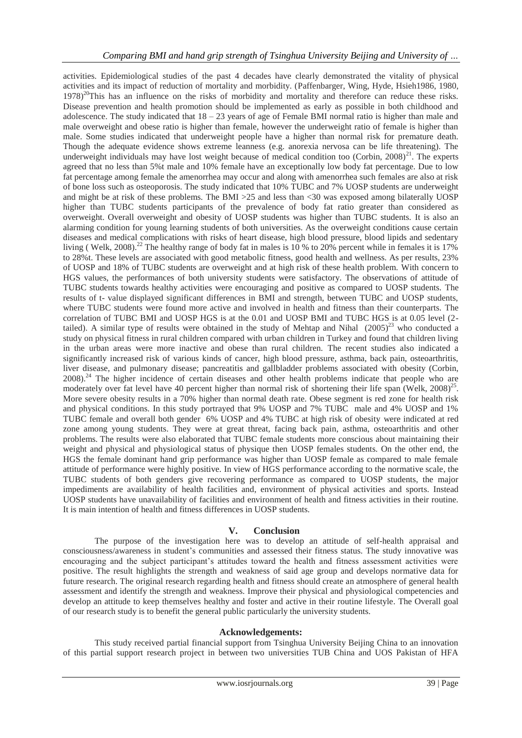activities. Epidemiological studies of the past 4 decades have clearly demonstrated the vitality of physical activities and its impact of reduction of mortality and morbidity. (Paffenbarger, Wing, Hyde, Hsieh1986, 1980, 1978)[20]This has an influence on the risks of morbidity and mortality and therefore can reduce these risks. Disease prevention and health promotion should be implemented as early as possible in both childhood and adolescence. The study indicated that 18 – 23 years of age of Female BMI normal ratio is higher than male and male overweight and obese ratio is higher than female, however the underweight ratio of female is higher than male. Some studies indicated that underweight people have a higher than normal risk for premature death. Though the adequate evidence shows extreme leanness (e.g. anorexia nervosa can be life threatening). The underweight individuals may have lost weight because of medical condition too (Corbin, 2008)[21]. The experts agreed that no less than 5%t male and 10% female have an exceptionally low body fat percentage. Due to low fat percentage among female the amenorrhea may occur and along with amenorrhea such females are also at risk of bone loss such as osteoporosis. The study indicated that 10% TUBC and 7% UOSP students are underweight and might be at risk of these problems. The BMI >25 and less than <30 was exposed among bilaterally UOSP higher than TUBC students participants of the prevalence of body fat ratio greater than considered as overweight. Overall overweight and obesity of UOSP students was higher than TUBC students. It is also an alarming condition for young learning students of both universities. As the overweight conditions cause certain diseases and medical complications with risks of heart disease, high blood pressure, blood lipids and sedentary living ( Welk, 2008).[22] The healthy range of body fat in males is 10 % to 20% percent while in females it is 17% to 28%t. These levels are associated with good metabolic fitness, good health and wellness. As per results, 23% of UOSP and 18% of TUBC students are overweight and at high risk of these health problem. With concern to HGS values, the performances of both university students were satisfactory. The observations of attitude of TUBC students towards healthy activities were encouraging and positive as compared to UOSP students. The results of t- value displayed significant differences in BMI and strength, between TUBC and UOSP students, where TUBC students were found more active and involved in health and fitness than their counterparts. The correlation of TUBC BMI and UOSP HGS is at the 0.01 and UOSP BMI and TUBC HGS is at 0.05 level (2-tailed). A similar type of results were obtained in the study of Mehtap and Nihal (2005)[23] who conducted a study on physical fitness in rural children compared with urban children in Turkey and found that children living in the urban areas were more inactive and obese than rural children. The recent studies also indicated a significantly increased risk of various kinds of cancer, high blood pressure, asthma, back pain, osteoarthritis, liver disease, and pulmonary disease; pancreatitis and gallbladder problems associated with obesity (Corbin, 2008).[24] The higher incidence of certain diseases and other health problems indicate that people who are moderately over fat level have 40 percent higher than normal risk of shortening their life span (Welk, 2008)[25]. More severe obesity results in a 70% higher than normal death rate. Obese segment is red zone for health risk and physical conditions. In this study portrayed that 9% UOSP and 7% TUBC male and 4% UOSP and 1% TUBC female and overall both gender 6% UOSP and 4% TUBC at high risk of obesity were indicated at red zone among young students. They were at great threat, facing back pain, asthma, osteoarthritis and other problems. The results were also elaborated that TUBC female students more conscious about maintaining their weight and physical and physiological status of physique then UOSP females students. On the other end, the HGS the female dominant hand grip performance was higher than UOSP female as compared to male female attitude of performance were highly positive. In view of HGS performance according to the normative scale, the TUBC students of both genders give recovering performance as compared to UOSP students, the major impediments are availability of health facilities and, environment of physical activities and sports. Instead UOSP students have unavailability of facilities and environment of health and fitness activities in their routine. It is main intention of health and fitness differences in UOSP students.

## V. Conclusion

The purpose of the investigation here was to develop an attitude of self-health appraisal and consciousness/awareness in student's communities and assessed their fitness status. The study innovative was encouraging and the subject participant's attitudes toward the health and fitness assessment activities were positive. The result highlights the strength and weakness of said age group and develops normative data for future research. The original research regarding health and fitness should create an atmosphere of general health assessment and identify the strength and weakness. Improve their physical and physiological competencies and develop an attitude to keep themselves healthy and foster and active in their routine lifestyle. The Overall goal of our research study is to benefit the general public particularly the university students.

## Acknowledgements:

This study received partial financial support from Tsinghua University Beijing China to an innovation of this partial support research project in between two universities TUB China and UOS Pakistan of HFA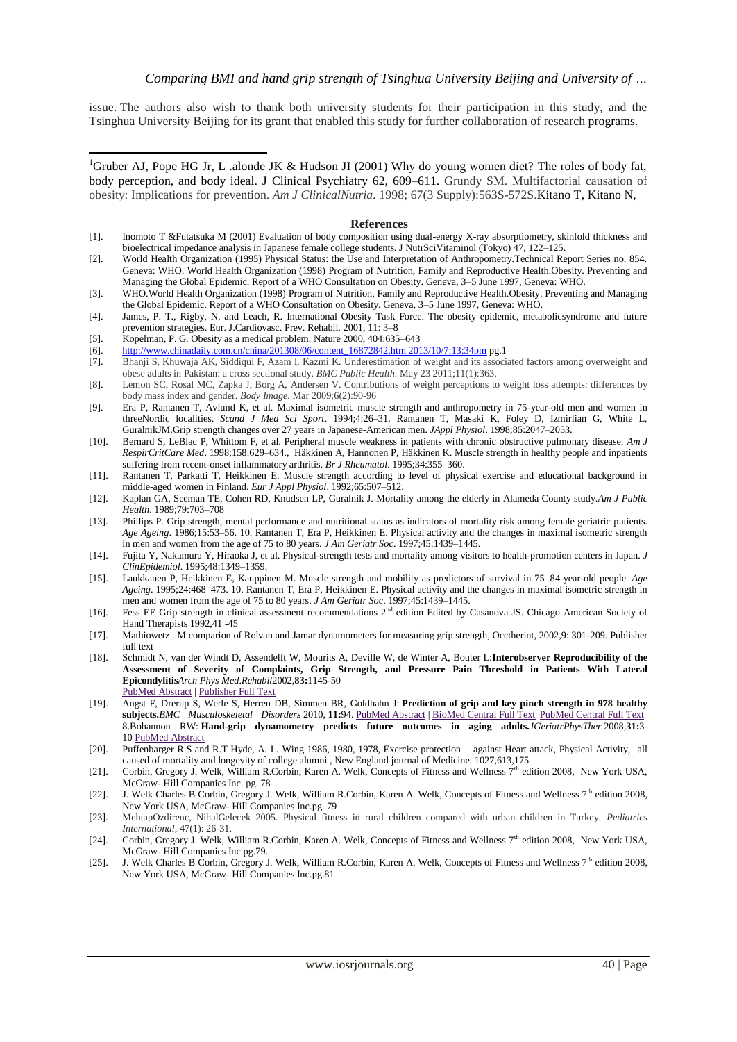issue. The authors also wish to thank both university students for their participation in this study, and the Tsinghua University Beijing for its grant that enabled this study for further collaboration of research programs.

[1]Gruber AJ, Pope HG Jr, L .alonde JK & Hudson JI (2001) Why do young women diet? The roles of body fat, body perception, and body ideal. J Clinical Psychiatry 62, 609–611. Grundy SM. Multifactorial causation of obesity: Implications for prevention. *Am J ClinicalNutria*. 1998; 67(3 Supply):563S-572S.Kitano T, Kitano N,

## References

[1]. Inomoto T &Futatsuka M (2001) Evaluation of body composition using dual-energy X-ray absorptiometry, skinfold thickness and bioelectrical impedance analysis in Japanese female college students. J NutrSciVitaminol (Tokyo) 47, 122–125.

[2]. World Health Organization (1995) Physical Status: the Use and Interpretation of Anthropometry.Technical Report Series no. 854. Geneva: WHO. World Health Organization (1998) Program of Nutrition, Family and Reproductive Health.Obesity. Preventing and Managing the Global Epidemic. Report of a WHO Consultation on Obesity. Geneva, 3–5 June 1997, Geneva: WHO.

[3]. WHO.World Health Organization (1998) Program of Nutrition, Family and Reproductive Health.Obesity. Preventing and Managing the Global Epidemic. Report of a WHO Consultation on Obesity. Geneva, 3–5 June 1997, Geneva: WHO.

[4]. James, P. T., Rigby, N. and Leach, R. International Obesity Task Force. The obesity epidemic, metabolicsyndrome and future prevention strategies. Eur. J.Cardiovasc. Prev. Rehabil. 2001, 11: 3–8

[5]. Kopelman, P. G. Obesity as a medical problem. Nature 2000, 404:635–643

[6]. http://www.chinadaily.com.cn/china/201308/06/content_16872842.htm 2013/10/7:13:34pm pg.1

[7]. Bhanji S, Khuwaja AK, Siddiqui F, Azam I, Kazmi K. Underestimation of weight and its associated factors among overweight and obese adults in Pakistan: a cross sectional study. *BMC Public Health*. May 23 2011;11(1):363.

[8]. Lemon SC, Rosal MC, Zapka J, Borg A, Andersen V. Contributions of weight perceptions to weight loss attempts: differences by body mass index and gender. *Body Image*. Mar 2009;6(2):90-96

[9]. Era P, Rantanen T, Avlund K, et al. Maximal isometric muscle strength and anthropometry in 75-year-old men and women in threeNordic localities. *Scand J Med Sci Sport*. 1994;4:26–31. Rantanen T, Masaki K, Foley D, Izmirlian G, White L, GuralnikJM.Grip strength changes over 27 years in Japanese-American men. *JAppl Physiol*. 1998;85:2047–2053.

[10]. Bernard S, LeBlac P, Whittom F, et al. Peripheral muscle weakness in patients with chronic obstructive pulmonary disease. *Am J RespirCritCare Med*. 1998;158:629–634., Häkkinen A, Hannonen P, Häkkinen K. Muscle strength in healthy people and inpatients suffering from recent-onset inflammatory arthritis. *Br J Rheumatol*. 1995;34:355–360.

[11]. Rantanen T, Parkatti T, Heikkinen E. Muscle strength according to level of physical exercise and educational background in middle-aged women in Finland. *Eur J Appl Physiol*. 1992;65:507–512.

[12]. Kaplan GA, Seeman TE, Cohen RD, Knudsen LP, Guralnik J. Mortality among the elderly in Alameda County study.*Am J Public Health*. 1989;79:703–708

[13]. Phillips P. Grip strength, mental performance and nutritional status as indicators of mortality risk among female geriatric patients. *Age Ageing*. 1986;15:53–56. 10. Rantanen T, Era P, Heikkinen E. Physical activity and the changes in maximal isometric strength in men and women from the age of 75 to 80 years. *J Am Geriatr Soc*. 1997;45:1439–1445.

[14]. Fujita Y, Nakamura Y, Hiraoka J, et al. Physical-strength tests and mortality among visitors to health-promotion centers in Japan. *J ClinEpidemiol*. 1995;48:1349–1359.

[15]. Laukkanen P, Heikkinen E, Kauppinen M. Muscle strength and mobility as predictors of survival in 75–84-year-old people. *Age Ageing*. 1995;24:468–473. 10. Rantanen T, Era P, Heikkinen E. Physical activity and the changes in maximal isometric strength in men and women from the age of 75 to 80 years. *J Am Geriatr Soc*. 1997;45:1439–1445.

[16]. Fess EE Grip strength in clinical assessment recommendations 2nd edition Edited by Casanova JS. Chicago American Society of Hand Therapists 1992,41 -45

[17]. Mathiowetz . M comparion of Rolvan and Jamar dynamometers for measuring grip strength, Occtherint, 2002,9: 301-209. Publisher full text

[18]. Schmidt N, van der Windt D, Assendelft W, Mourits A, Deville W, de Winter A, Bouter L:**Interobserver Reproducibility of the Assessment of Severity of Complaints, Grip Strength, and Pressure Pain Threshold in Patients With Lateral Epicondylitis***Arch Phys Med.Rehabil*2002,**83:**1145-50 PubMed Abstract | Publisher Full Text

[19]. Angst F, Drerup S, Werle S, Herren DB, Simmen BR, Goldhahn J: **Prediction of grip and key pinch strength in 978 healthy subjects.***BMC Musculoskeletal Disorders* 2010, **11:**94. PubMed Abstract | BioMed Central Full Text |PubMed Central Full Text 8.Bohannon RW: **Hand-grip dynamometry predicts future outcomes in aging adults.***JGeriatrPhysTher* 2008,**31:**3-10 PubMed Abstract

[20]. Puffenbarger R.S and R.T Hyde, A. L. Wing 1986, 1980, 1978, Exercise protection against Heart attack, Physical Activity, all caused of mortality and longevity of college alumni , New England journal of Medicine. 1027,613,175

[21]. Corbin, Gregory J. Welk, William R.Corbin, Karen A. Welk, Concepts of Fitness and Wellness 7th edition 2008, New York USA, McGraw- Hill Companies Inc. pg. 78

[22]. J. Welk Charles B Corbin, Gregory J. Welk, William R.Corbin, Karen A. Welk, Concepts of Fitness and Wellness 7th edition 2008, New York USA, McGraw- Hill Companies Inc.pg. 79

[23]. MehtapOzdirenc, NihalGelecek 2005. Physical fitness in rural children compared with urban children in Turkey. *Pediatrics International*, 47(1): 26-31.

[24]. Corbin, Gregory J. Welk, William R.Corbin, Karen A. Welk, Concepts of Fitness and Wellness 7th edition 2008, New York USA, McGraw- Hill Companies Inc pg.79.

[25]. J. Welk Charles B Corbin, Gregory J. Welk, William R.Corbin, Karen A. Welk, Concepts of Fitness and Wellness 7th edition 2008, New York USA, McGraw- Hill Companies Inc.pg.81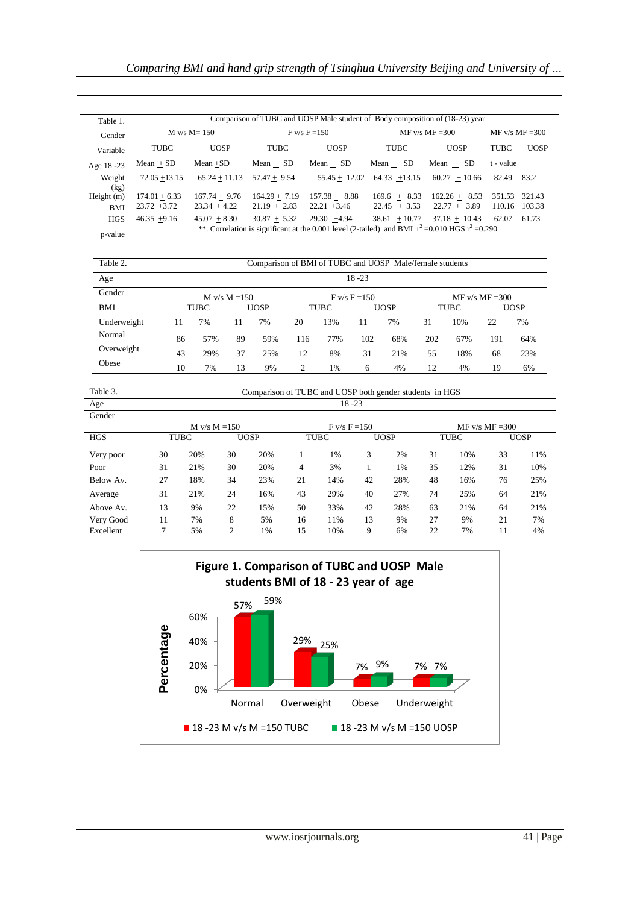| Table 1. | Comparison of TUBC and UOSP Male student of Body composition of (18-23) year | | | | | | | |
|---|---|---|---|---|---|---|---|---|
| Gender | M v/s M= 150 | | F v/s F =150 | | MF v/s MF =300 | | MF v/s MF =300 | |
| Variable | TUBC | UOSP | TUBC | UOSP | TUBC | UOSP | TUBC | UOSP |
| Age 18 -23 | Mean ± SD | Mean ±SD | Mean ± SD | Mean ± SD | Mean ± SD | Mean ± SD | t - value | |
| Weight (kg) | 72.05 ±13.15 | 65.24 ± 11.13 | 57.47 ± 9.54 | 55.45 ± 12.02 | 64.33 ±13.15 | 60.27 ± 10.66 | 82.49 | 83.2 |
| Height (m) | 174.01 ± 6.33 | 167.74 ± 9.76 | 164.29 ± 7.19 | 157.38 ± 8.88 | 169.6 ± 8.33 | 162.26 ± 8.53 | 351.53 | 321.43 |
| BMI | 23.72 ±3.72 | 23.34 ± 4.22 | 21.19 ± 2.83 | 22.21 ±3.46 | 22.45 ± 3.53 | 22.77 ± 3.89 | 110.16 | 103.38 |
| HGS | 46.35 ±9.16 | 45.07 ± 8.30 | 30.87 ± 5.32 | 29.30 ±4.94 | 38.61 ± 10.77 | 37.18 ± 10.43 | 62.07 | 61.73 |
| p-value | **. Correlation is significant at the 0.001 level (2-tailed) and BMI $r^2$ =0.010 HGS $r^2$ =0.290 | | | | | | | |

| Table 2. | Comparison of BMI of TUBC and UOSP Male/female students | | | | | | | | | | | |
|---|---|---|---|---|---|---|---|---|---|---|---|---|
| Age | 18 -23 | | | | | | | | | | | |
| Gender | M v/s M =150 | | | | F v/s F =150 | | | | MF v/s MF =300 | | | |
| BMI | TUBC | | UOSP | | TUBC | | UOSP | | TUBC | | UOSP | |
| Underweight | 11 | 7% | 11 | 7% | 20 | 13% | 11 | 7% | 31 | 10% | 22 | 7% |
| Normal | 86 | 57% | 89 | 59% | 116 | 77% | 102 | 68% | 202 | 67% | 191 | 64% |
| Overweight | 43 | 29% | 37 | 25% | 12 | 8% | 31 | 21% | 55 | 18% | 68 | 23% |
| Obese | 10 | 7% | 13 | 9% | 2 | 1% | 6 | 4% | 12 | 4% | 19 | 6% |

| Table 3. | Comparison of TUBC and UOSP both gender students in HGS | | | | | | | | | | | |
|---|---|---|---|---|---|---|---|---|---|---|---|---|
| Age | 18 -23 | | | | | | | | | | | |
| Gender | M v/s M =150 | | | | F v/s F =150 | | | | MF v/s MF =300 | | | |
| HGS | TUBC | | UOSP | | TUBC | | UOSP | | TUBC | | UOSP | |
| Very poor | 30 | 20% | 30 | 20% | 1 | 1% | 3 | 2% | 31 | 10% | 33 | 11% |
| Poor | 31 | 21% | 30 | 20% | 4 | 3% | 1 | 1% | 35 | 12% | 31 | 10% |
| Below Av. | 27 | 18% | 34 | 23% | 21 | 14% | 42 | 28% | 48 | 16% | 76 | 25% |
| Average | 31 | 21% | 24 | 16% | 43 | 29% | 40 | 27% | 74 | 25% | 64 | 21% |
| Above Av. | 13 | 9% | 22 | 15% | 50 | 33% | 42 | 28% | 63 | 21% | 64 | 21% |
| Very Good | 11 | 7% | 8 | 5% | 16 | 11% | 13 | 9% | 27 | 9% | 21 | 7% |
| Excellent | 7 | 5% | 2 | 1% | 15 | 10% | 9 | 6% | 22 | 7% | 11 | 4% |

**Figure 1. Comparison of TUBC and UOSP Male students BMI of 18 - 23 year of age**

| | Normal | Overweight | Obese | Underweight |
|---|---|---|---|---|
| 18 -23 M v/s M =150 TUBC | 57% | 29% | 7% | 7% |
| 18 -23 M v/s M =150 UOSP | 59% | 25% | 9% | 7% |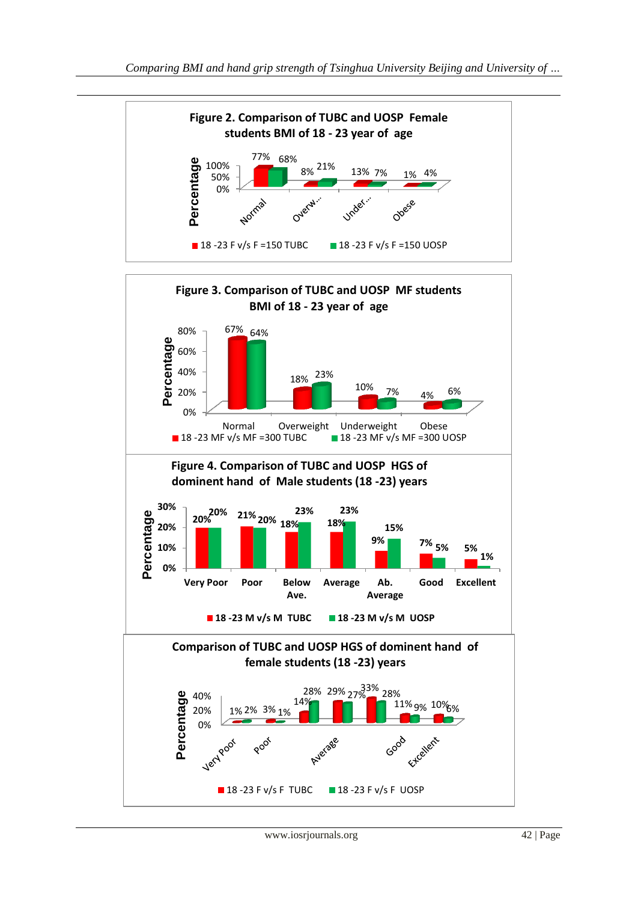**Figure 2. Comparison of TUBC and UOSP Female students BMI of 18 - 23 year of age**

| | Normal | Overw... | Under... | Obese |
|---|---|---|---|---|
| 18 -23 F v/s F =150 TUBC | 77% | 8% | 13% | 1% |
| 18 -23 F v/s F =150 UOSP | 68% | 21% | 7% | 4% |

**Figure 3. Comparison of TUBC and UOSP MF students BMI of 18 - 23 year of age**

| | Normal | Overweight | Underweight | Obese |
|---|---|---|---|---|
| 18 -23 MF v/s MF =300 TUBC | 67% | 18% | 10% | 4% |
| 18 -23 MF v/s MF =300 UOSP | 64% | 23% | 7% | 6% |

**Figure 4. Comparison of TUBC and UOSP HGS of dominent hand of Male students (18 -23) years**

| | Very Poor | Poor | Below Ave. | Average | Ab. Average | Good | Excellent |
|---|---|---|---|---|---|---|---|
| 18 -23 M v/s M TUBC | 20% | 21% | 18% | 18% | 9% | 7% | 5% |
| 18 -23 M v/s M UOSP | 20% | 20% | 23% | 23% | 15% | 5% | 1% |

**Comparison of TUBC and UOSP HGS of dominent hand of female students (18 -23) years**

| | Very Poor | Poor | | Average | | Good | Excellent |
|---|---|---|---|---|---|---|---|
| 18 -23 F v/s F TUBC | 1% | 3% | 14% | 29% | 33% | 11% | 10% |
| 18 -23 F v/s F UOSP | 2% | 1% | 28% | 27% | 28% | 9% | 6% |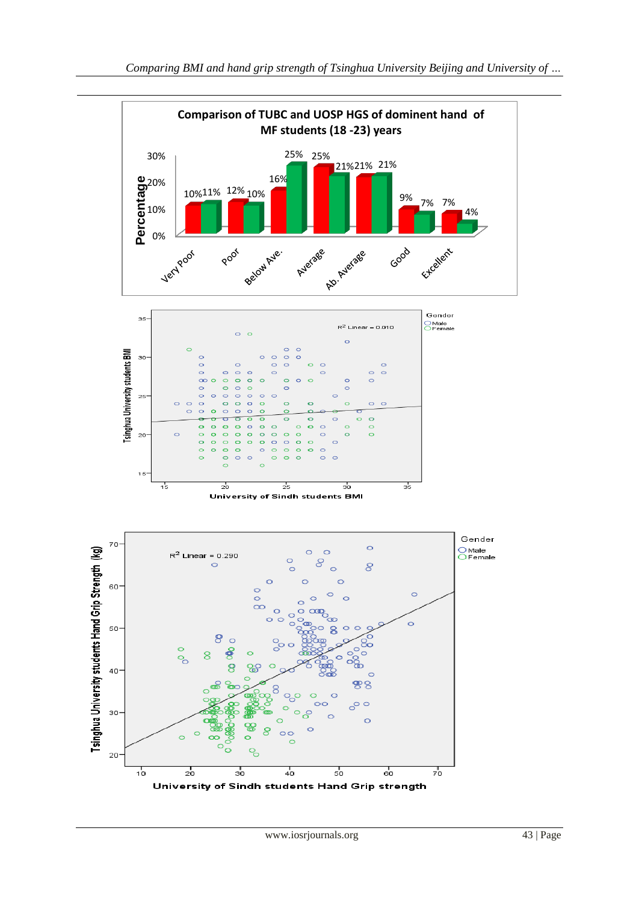**Comparison of TUBC and UOSP HGS of dominant hand of MF students (18 -23) years**

| | Very Poor | Poor | Below Ave. | Average | Ab. Average | Good | Excellent |
|---|---|---|---|---|---|---|---|
| TUBC | 10% | 12% | 16% | 25% | 21% | 9% | 7% |
| UOSP | 11% | 10% | 25% | 21% | 21% | 7% | 4% |

Gender: Male, Female

$R^2$ Linear = 0.010

Tsinghua University students BMI vs. University of Sindh students BMI

Gender: Male, Female

$R^2$ Linear = 0.290

Tsinghua University students Hand Grip Strength (kg) vs. University of Sindh students Hand Grip strength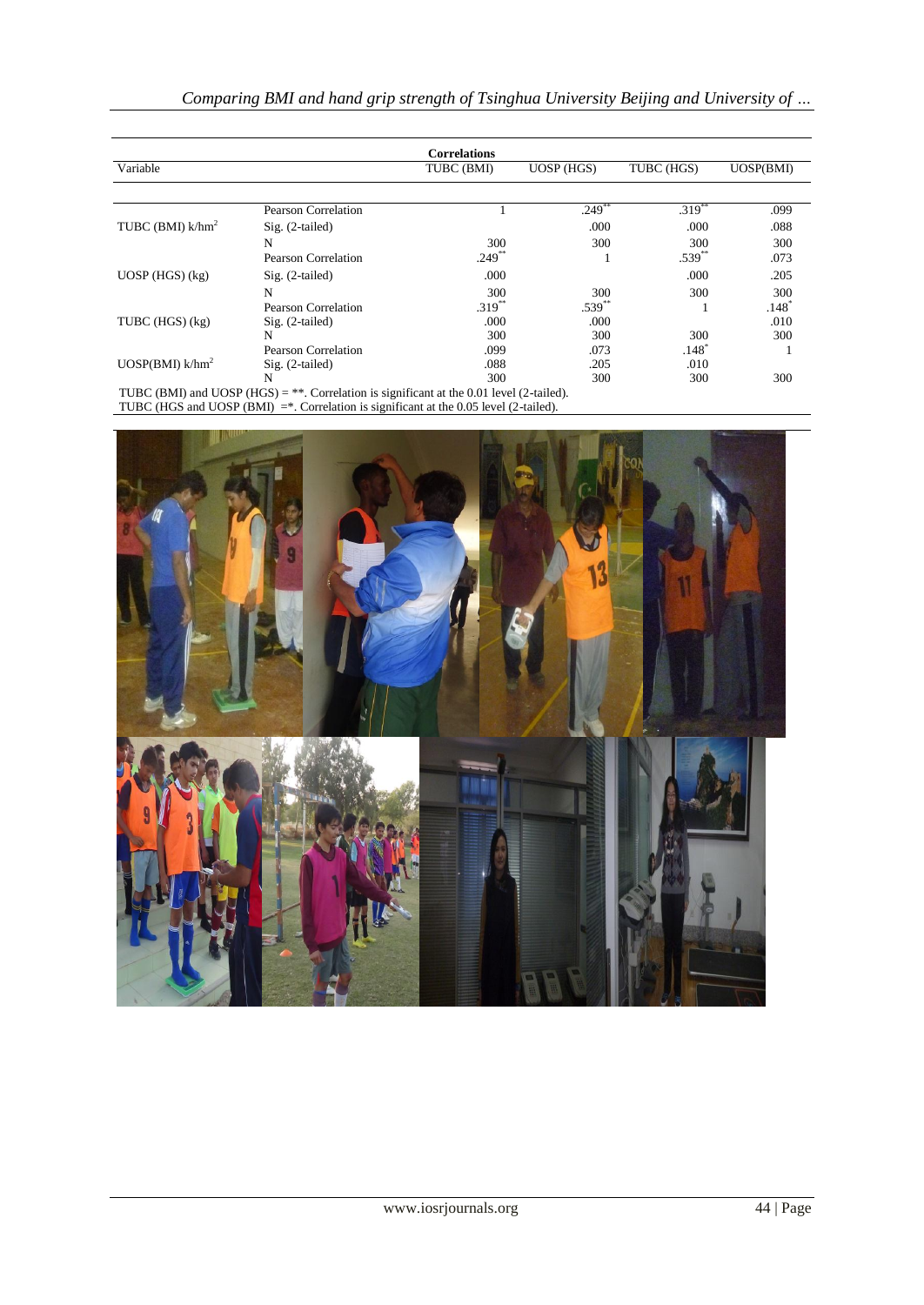**Correlations**

| Variable | | TUBC (BMI) | UOSP (HGS) | TUBC (HGS) | UOSP(BMI) |
|---|---|---|---|---|---|
| TUBC (BMI) k/hm$^2$ | Pearson Correlation | 1 | .249** | .319** | .099 |
| | Sig. (2-tailed) | | .000 | .000 | .088 |
| | N | 300 | 300 | 300 | 300 |
| UOSP (HGS) (kg) | Pearson Correlation | .249** | 1 | .539** | .073 |
| | Sig. (2-tailed) | .000 | | .000 | .205 |
| | N | 300 | 300 | 300 | 300 |
| TUBC (HGS) (kg) | Pearson Correlation | .319** | .539** | 1 | .148* |
| | Sig. (2-tailed) | .000 | .000 | | .010 |
| | N | 300 | 300 | 300 | 300 |
| UOSP(BMI) k/hm$^2$ | Pearson Correlation | .099 | .073 | .148* | 1 |
| | Sig. (2-tailed) | .088 | .205 | .010 | |
| | N | 300 | 300 | 300 | 300 |

TUBC (BMI) and UOSP (HGS) = **. Correlation is significant at the 0.01 level (2-tailed).
TUBC (HGS and UOSP (BMI) =*. Correlation is significant at the 0.05 level (2-tailed).